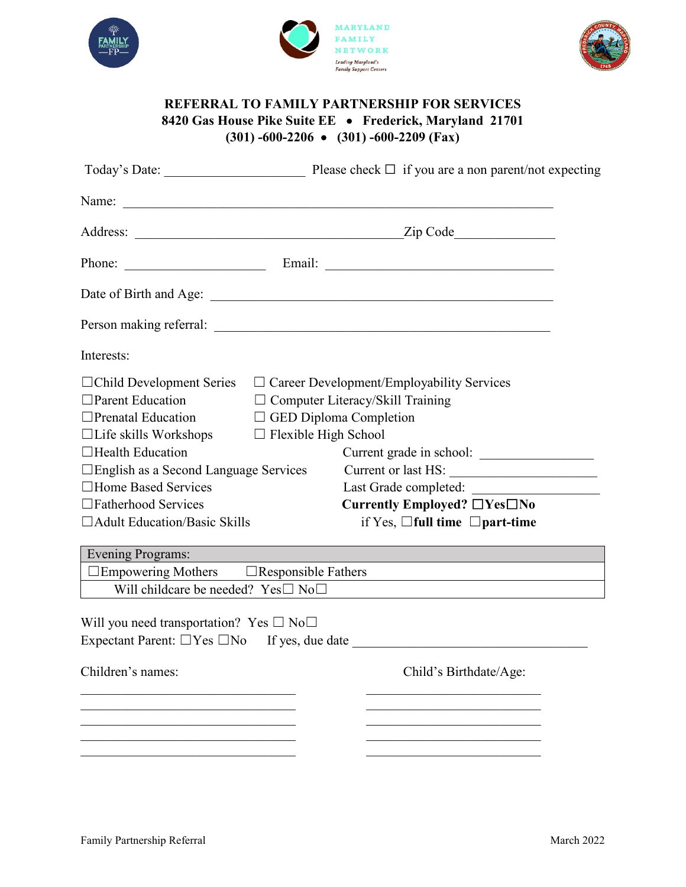MARYLAND FAMILY NETWORK

*Leading Maryland's Family Support Centers*

# REFERRAL TO FAMILY PARTNERSHIP FOR SERVICES

**8420 Gas House Pike Suite EE • Frederick, Maryland 21701**

**(301) -600-2206 • (301) -600-2209 (Fax)**

Today's Date: ____________________ Please check ☐ if you are a non parent/not expecting

Name: ____________________________________________________________

Address: _______________________________________Zip Code______________

Phone: ____________________ Email: _________________________________

Date of Birth and Age: _________________________________________________

Person making referral: ________________________________________________

Interests:

☐Child Development Series
☐Parent Education
☐Prenatal Education
☐Life skills Workshops
☐Health Education
☐English as a Second Language Services
☐Home Based Services
☐Fatherhood Services
☐Adult Education/Basic Skills

☐ Career Development/Employability Services
☐ Computer Literacy/Skill Training
☐ GED Diploma Completion
☐ Flexible High School

Current grade in school: _______________
Current or last HS: ____________________
Last Grade completed: _________________
**Currently Employed? ☐Yes☐No**
if Yes, ☐**full time** ☐**part-time**

| Evening Programs: |
|---|
| ☐Empowering Mothers ☐Responsible Fathers |
| Will childcare be needed? Yes☐ No☐ |

Will you need transportation? Yes ☐ No☐
Expectant Parent: ☐Yes ☐No If yes, due date ___________________________________

| Children's names: | Child's Birthdate/Age: |
|---|---|
| ______________________________ | _________________________ |
| ______________________________ | _________________________ |
| ______________________________ | _________________________ |
| ______________________________ | _________________________ |
| ______________________________ | _________________________ |

Family Partnership Referral March 2022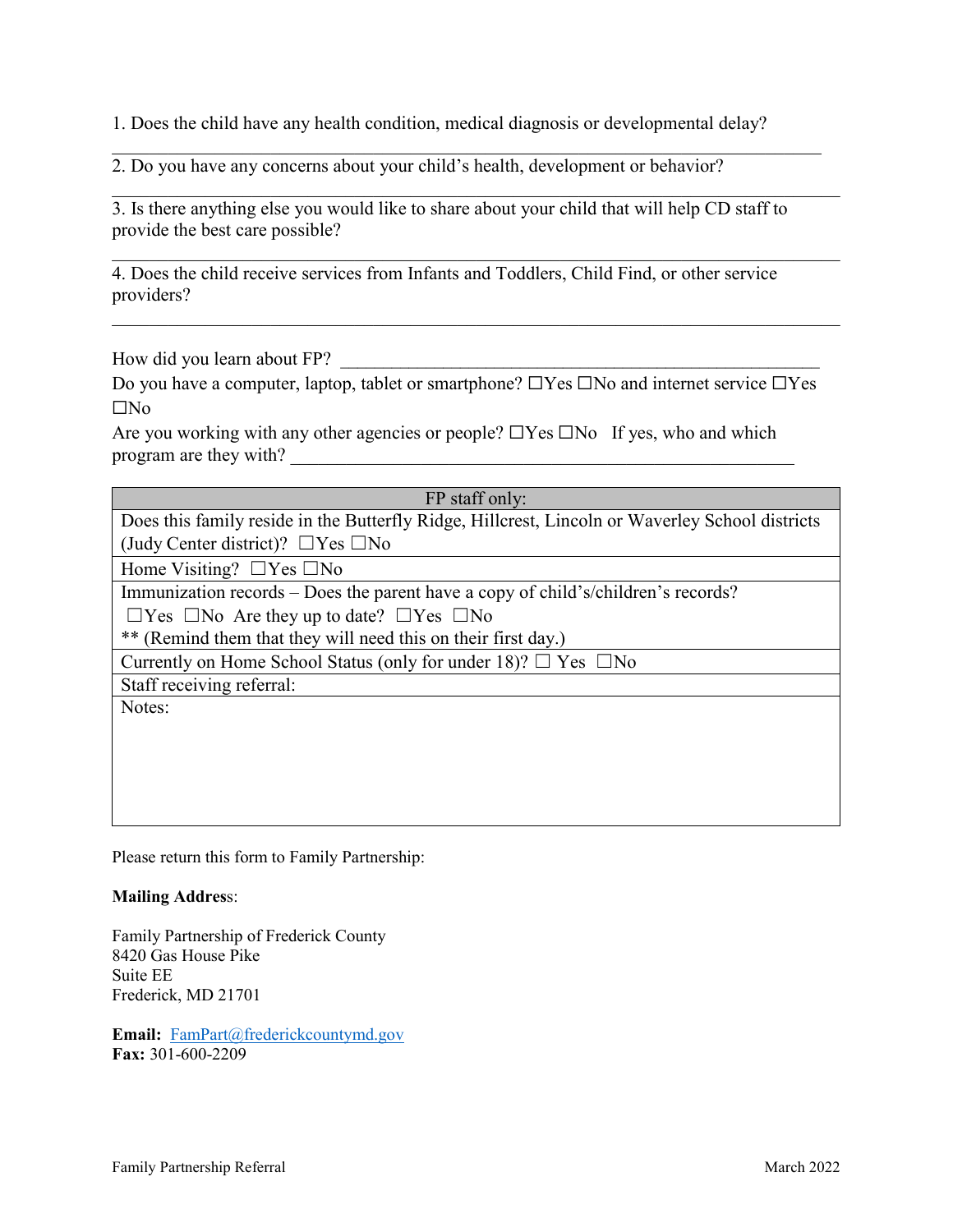1. Does the child have any health condition, medical diagnosis or developmental delay?

_______________________________________________________________________________

2. Do you have any concerns about your child's health, development or behavior?

_______________________________________________________________________________

3. Is there anything else you would like to share about your child that will help CD staff to provide the best care possible?

_______________________________________________________________________________

4. Does the child receive services from Infants and Toddlers, Child Find, or other service providers?

_______________________________________________________________________________

How did you learn about FP? _______________________________________________________

Do you have a computer, laptop, tablet or smartphone? ☐Yes ☐No and internet service ☐Yes ☐No

Are you working with any other agencies or people? ☐Yes ☐No If yes, who and which program are they with? _______________________________________________________

| FP staff only: |
|---|
| Does this family reside in the Butterfly Ridge, Hillcrest, Lincoln or Waverley School districts (Judy Center district)? ☐Yes ☐No |
| Home Visiting? ☐Yes ☐No |
| Immunization records – Does the parent have a copy of child's/children's records? ☐Yes ☐No Are they up to date? ☐Yes ☐No ** (Remind them that they will need this on their first day.) |
| Currently on Home School Status (only for under 18)? ☐ Yes ☐No |
| Staff receiving referral: |
| Notes: |

Please return this form to Family Partnership:

**Mailing Address**:

Family Partnership of Frederick County
8420 Gas House Pike
Suite EE
Frederick, MD 21701

**Email:** FamPart@frederickcountymd.gov
**Fax:** 301-600-2209

Family Partnership Referral March 2022